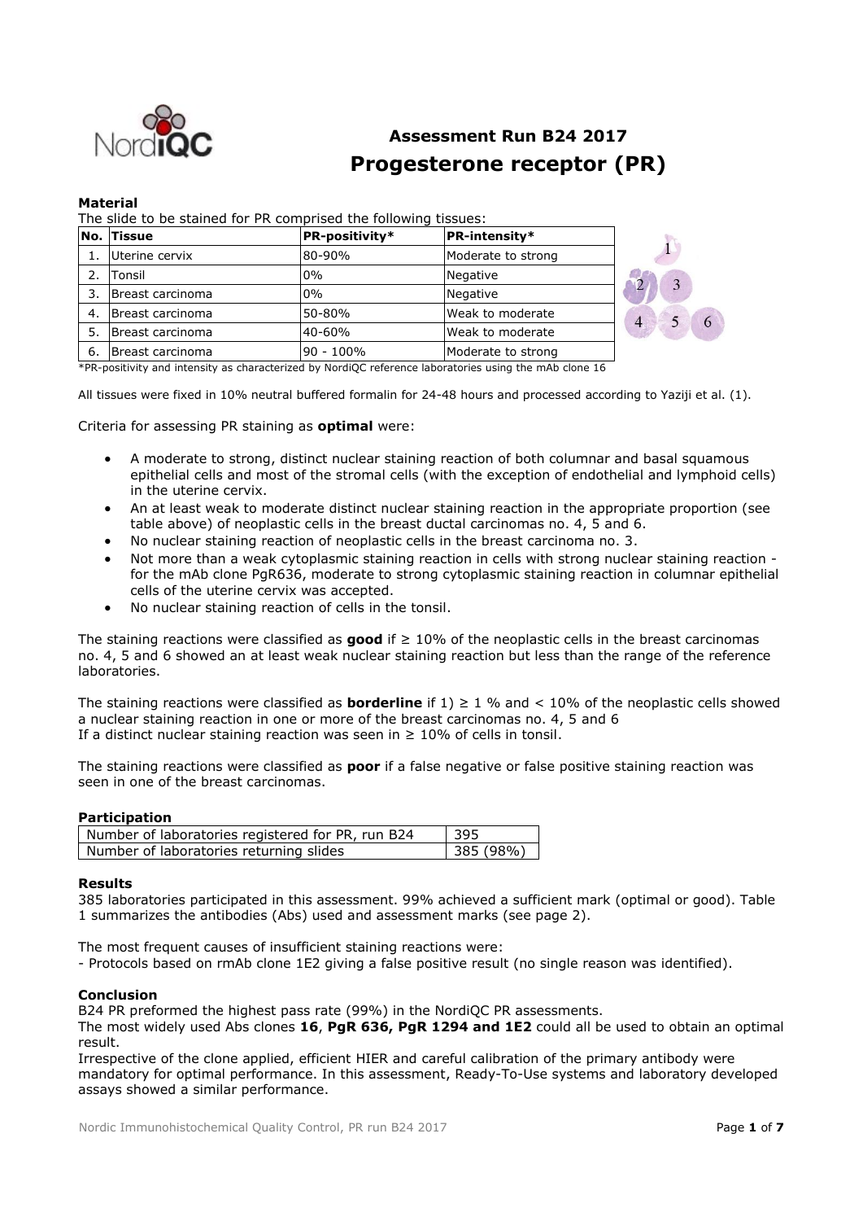# Assessment Run B24 2017
## Progesterone receptor (PR)

### Material

The slide to be stained for PR comprised the following tissues:

| No. | Tissue | PR-positivity* | PR-intensity* |
|---|---|---|---|
| 1. | Uterine cervix | 80-90% | Moderate to strong |
| 2. | Tonsil | 0% | Negative |
| 3. | Breast carcinoma | 0% | Negative |
| 4. | Breast carcinoma | 50-80% | Weak to moderate |
| 5. | Breast carcinoma | 40-60% | Weak to moderate |
| 6. | Breast carcinoma | 90 - 100% | Moderate to strong |

*PR-positivity and intensity as characterized by NordiQC reference laboratories using the mAb clone 16

All tissues were fixed in 10% neutral buffered formalin for 24-48 hours and processed according to Yaziji et al. (1).

Criteria for assessing PR staining as **optimal** were:

- A moderate to strong, distinct nuclear staining reaction of both columnar and basal squamous epithelial cells and most of the stromal cells (with the exception of endothelial and lymphoid cells) in the uterine cervix.
- An at least weak to moderate distinct nuclear staining reaction in the appropriate proportion (see table above) of neoplastic cells in the breast ductal carcinomas no. 4, 5 and 6.
- No nuclear staining reaction of neoplastic cells in the breast carcinoma no. 3.
- Not more than a weak cytoplasmic staining reaction in cells with strong nuclear staining reaction - for the mAb clone PgR636, moderate to strong cytoplasmic staining reaction in columnar epithelial cells of the uterine cervix was accepted.
- No nuclear staining reaction of cells in the tonsil.

The staining reactions were classified as **good** if ≥ 10% of the neoplastic cells in the breast carcinomas no. 4, 5 and 6 showed an at least weak nuclear staining reaction but less than the range of the reference laboratories.

The staining reactions were classified as **borderline** if 1) ≥ 1 % and < 10% of the neoplastic cells showed a nuclear staining reaction in one or more of the breast carcinomas no. 4, 5 and 6
If a distinct nuclear staining reaction was seen in ≥ 10% of cells in tonsil.

The staining reactions were classified as **poor** if a false negative or false positive staining reaction was seen in one of the breast carcinomas.

### Participation

| Number of laboratories registered for PR, run B24 | 395 |
|---|---|
| Number of laboratories returning slides | 385 (98%) |

### Results

385 laboratories participated in this assessment. 99% achieved a sufficient mark (optimal or good). Table 1 summarizes the antibodies (Abs) used and assessment marks (see page 2).

The most frequent causes of insufficient staining reactions were:
- Protocols based on rmAb clone 1E2 giving a false positive result (no single reason was identified).

### Conclusion

B24 PR preformed the highest pass rate (99%) in the NordiQC PR assessments.
The most widely used Abs clones **16**, **PgR 636, PgR 1294 and 1E2** could all be used to obtain an optimal result.
Irrespective of the clone applied, efficient HIER and careful calibration of the primary antibody were mandatory for optimal performance. In this assessment, Ready-To-Use systems and laboratory developed assays showed a similar performance.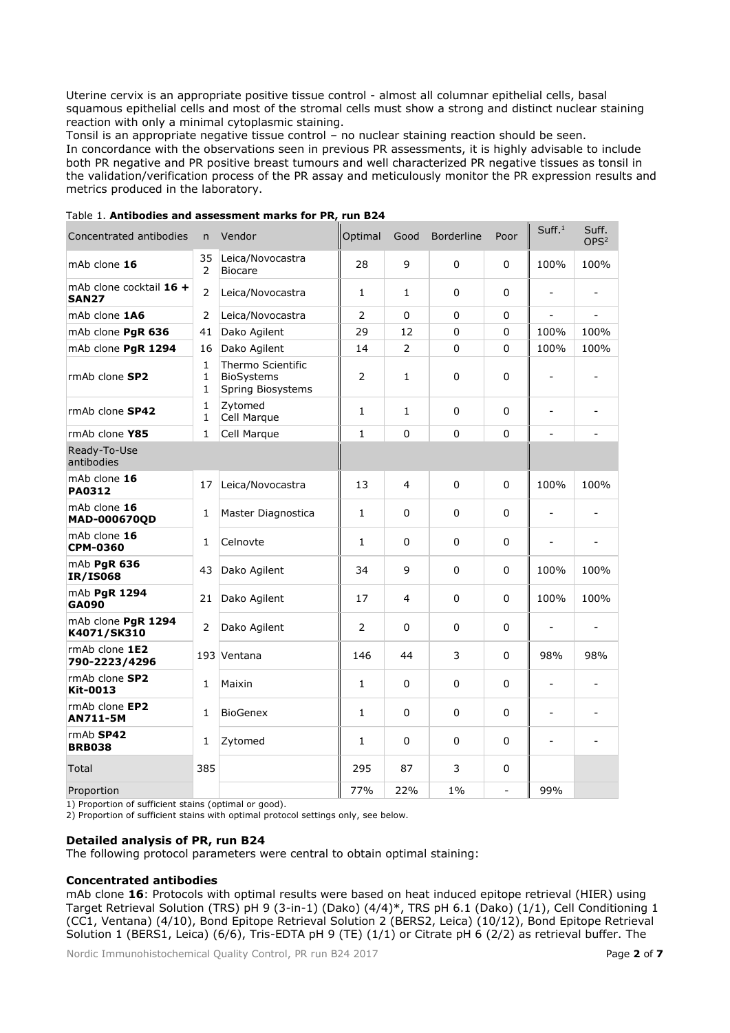Uterine cervix is an appropriate positive tissue control - almost all columnar epithelial cells, basal squamous epithelial cells and most of the stromal cells must show a strong and distinct nuclear staining reaction with only a minimal cytoplasmic staining.
Tonsil is an appropriate negative tissue control – no nuclear staining reaction should be seen.
In concordance with the observations seen in previous PR assessments, it is highly advisable to include both PR negative and PR positive breast tumours and well characterized PR negative tissues as tonsil in the validation/verification process of the PR assay and meticulously monitor the PR expression results and metrics produced in the laboratory.

Table 1. **Antibodies and assessment marks for PR, run B24**

| Concentrated antibodies | n | Vendor | Optimal | Good | Borderline | Poor | Suff.[1] | Suff. OPS[2] |
|---|---|---|---|---|---|---|---|---|
| mAb clone **16** | 35<br>2 | Leica/Novocastra<br>Biocare | 28 | 9 | 0 | 0 | 100% | 100% |
| mAb clone cocktail **16 + SAN27** | 2 | Leica/Novocastra | 1 | 1 | 0 | 0 | - | - |
| mAb clone **1A6** | 2 | Leica/Novocastra | 2 | 0 | 0 | 0 | - | - |
| mAb clone **PgR 636** | 41 | Dako Agilent | 29 | 12 | 0 | 0 | 100% | 100% |
| mAb clone **PgR 1294** | 16 | Dako Agilent | 14 | 2 | 0 | 0 | 100% | 100% |
| rmAb clone **SP2** | 1<br>1<br>1 | Thermo Scientific<br>BioSystems<br>Spring Biosystems | 2 | 1 | 0 | 0 | - | - |
| rmAb clone **SP42** | 1<br>1 | Zytomed<br>Cell Marque | 1 | 1 | 0 | 0 | - | - |
| rmAb clone **Y85** | 1 | Cell Marque | 1 | 0 | 0 | 0 | - | - |
| Ready-To-Use antibodies | | | | | | | | |
| mAb clone **16 PA0312** | 17 | Leica/Novocastra | 13 | 4 | 0 | 0 | 100% | 100% |
| mAb clone **16 MAD-000670QD** | 1 | Master Diagnostica | 1 | 0 | 0 | 0 | - | - |
| mAb clone **16 CPM-0360** | 1 | Celnovte | 1 | 0 | 0 | 0 | - | - |
| mAb **PgR 636 IR/IS068** | 43 | Dako Agilent | 34 | 9 | 0 | 0 | 100% | 100% |
| mAb **PgR 1294 GA090** | 21 | Dako Agilent | 17 | 4 | 0 | 0 | 100% | 100% |
| mAb clone **PgR 1294 K4071/SK310** | 2 | Dako Agilent | 2 | 0 | 0 | 0 | - | - |
| rmAb clone **1E2 790-2223/4296** | 193 | Ventana | 146 | 44 | 3 | 0 | 98% | 98% |
| rmAb clone **SP2 Kit-0013** | 1 | Maixin | 1 | 0 | 0 | 0 | - | - |
| rmAb clone **EP2 AN711-5M** | 1 | BioGenex | 1 | 0 | 0 | 0 | - | - |
| rmAb **SP42 BRB038** | 1 | Zytomed | 1 | 0 | 0 | 0 | - | - |
| Total | 385 | | 295 | 87 | 3 | 0 | | |
| Proportion | | | 77% | 22% | 1% | - | 99% | |

1) Proportion of sufficient stains (optimal or good).
2) Proportion of sufficient stains with optimal protocol settings only, see below.

### Detailed analysis of PR, run B24

The following protocol parameters were central to obtain optimal staining:

### Concentrated antibodies

mAb clone **16**: Protocols with optimal results were based on heat induced epitope retrieval (HIER) using Target Retrieval Solution (TRS) pH 9 (3-in-1) (Dako) (4/4)*, TRS pH 6.1 (Dako) (1/1), Cell Conditioning 1 (CC1, Ventana) (4/10), Bond Epitope Retrieval Solution 2 (BERS2, Leica) (10/12), Bond Epitope Retrieval Solution 1 (BERS1, Leica) (6/6), Tris-EDTA pH 9 (TE) (1/1) or Citrate pH 6 (2/2) as retrieval buffer. The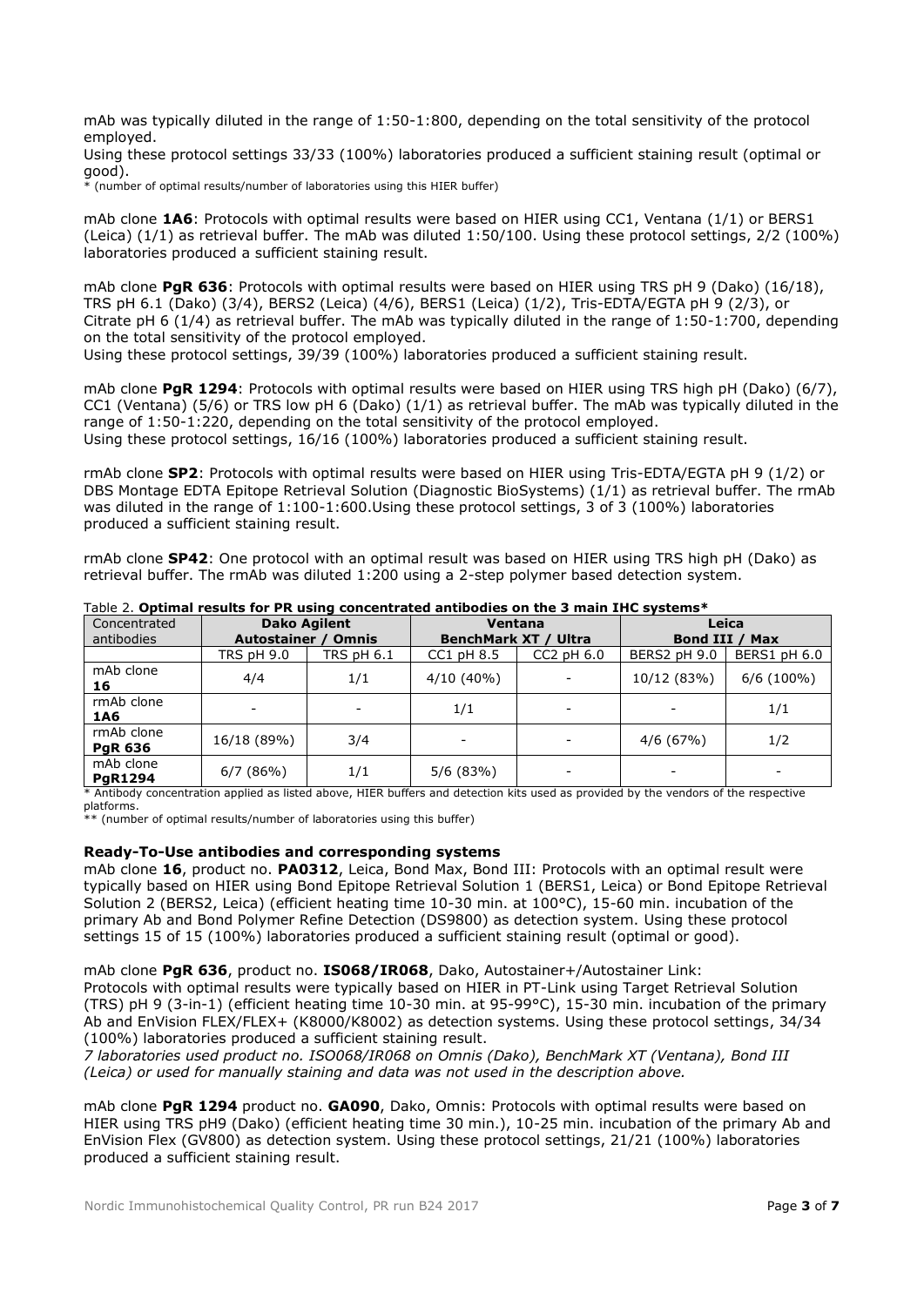mAb was typically diluted in the range of 1:50-1:800, depending on the total sensitivity of the protocol employed.
Using these protocol settings 33/33 (100%) laboratories produced a sufficient staining result (optimal or good).
* (number of optimal results/number of laboratories using this HIER buffer)

mAb clone **1A6**: Protocols with optimal results were based on HIER using CC1, Ventana (1/1) or BERS1 (Leica) (1/1) as retrieval buffer. The mAb was diluted 1:50/100. Using these protocol settings, 2/2 (100%) laboratories produced a sufficient staining result.

mAb clone **PgR 636**: Protocols with optimal results were based on HIER using TRS pH 9 (Dako) (16/18), TRS pH 6.1 (Dako) (3/4), BERS2 (Leica) (4/6), BERS1 (Leica) (1/2), Tris-EDTA/EGTA pH 9 (2/3), or Citrate pH 6 (1/4) as retrieval buffer. The mAb was typically diluted in the range of 1:50-1:700, depending on the total sensitivity of the protocol employed.
Using these protocol settings, 39/39 (100%) laboratories produced a sufficient staining result.

mAb clone **PgR 1294**: Protocols with optimal results were based on HIER using TRS high pH (Dako) (6/7), CC1 (Ventana) (5/6) or TRS low pH 6 (Dako) (1/1) as retrieval buffer. The mAb was typically diluted in the range of 1:50-1:220, depending on the total sensitivity of the protocol employed.
Using these protocol settings, 16/16 (100%) laboratories produced a sufficient staining result.

rmAb clone **SP2**: Protocols with optimal results were based on HIER using Tris-EDTA/EGTA pH 9 (1/2) or DBS Montage EDTA Epitope Retrieval Solution (Diagnostic BioSystems) (1/1) as retrieval buffer. The rmAb was diluted in the range of 1:100-1:600.Using these protocol settings, 3 of 3 (100%) laboratories produced a sufficient staining result.

rmAb clone **SP42**: One protocol with an optimal result was based on HIER using TRS high pH (Dako) as retrieval buffer. The rmAb was diluted 1:200 using a 2-step polymer based detection system.

Table 2. **Optimal results for PR using concentrated antibodies on the 3 main IHC systems***

| Concentrated antibodies | Dako Agilent Autostainer / Omnis | | Ventana BenchMark XT / Ultra | | Leica Bond III / Max | |
|---|---|---|---|---|---|---|
| | TRS pH 9.0 | TRS pH 6.1 | CC1 pH 8.5 | CC2 pH 6.0 | BERS2 pH 9.0 | BERS1 pH 6.0 |
| mAb clone **16** | 4/4 | 1/1 | 4/10 (40%) | - | 10/12 (83%) | 6/6 (100%) |
| rmAb clone **1A6** | - | - | 1/1 | - | - | 1/1 |
| rmAb clone **PgR 636** | 16/18 (89%) | 3/4 | - | - | 4/6 (67%) | 1/2 |
| mAb clone **PgR1294** | 6/7 (86%) | 1/1 | 5/6 (83%) | - | - | - |

* Antibody concentration applied as listed above, HIER buffers and detection kits used as provided by the vendors of the respective platforms.
** (number of optimal results/number of laboratories using this buffer)

**Ready-To-Use antibodies and corresponding systems**

mAb clone **16**, product no. **PA0312**, Leica, Bond Max, Bond III: Protocols with an optimal result were typically based on HIER using Bond Epitope Retrieval Solution 1 (BERS1, Leica) or Bond Epitope Retrieval Solution 2 (BERS2, Leica) (efficient heating time 10-30 min. at 100°C), 15-60 min. incubation of the primary Ab and Bond Polymer Refine Detection (DS9800) as detection system. Using these protocol settings 15 of 15 (100%) laboratories produced a sufficient staining result (optimal or good).

mAb clone **PgR 636**, product no. **IS068/IR068**, Dako, Autostainer+/Autostainer Link:
Protocols with optimal results were typically based on HIER in PT-Link using Target Retrieval Solution (TRS) pH 9 (3-in-1) (efficient heating time 10-30 min. at 95-99°C), 15-30 min. incubation of the primary Ab and EnVision FLEX/FLEX+ (K8000/K8002) as detection systems. Using these protocol settings, 34/34 (100%) laboratories produced a sufficient staining result.
*7 laboratories used product no. ISO068/IR068 on Omnis (Dako), BenchMark XT (Ventana), Bond III (Leica) or used for manually staining and data was not used in the description above.*

mAb clone **PgR 1294** product no. **GA090**, Dako, Omnis: Protocols with optimal results were based on HIER using TRS pH9 (Dako) (efficient heating time 30 min.), 10-25 min. incubation of the primary Ab and EnVision Flex (GV800) as detection system. Using these protocol settings, 21/21 (100%) laboratories produced a sufficient staining result.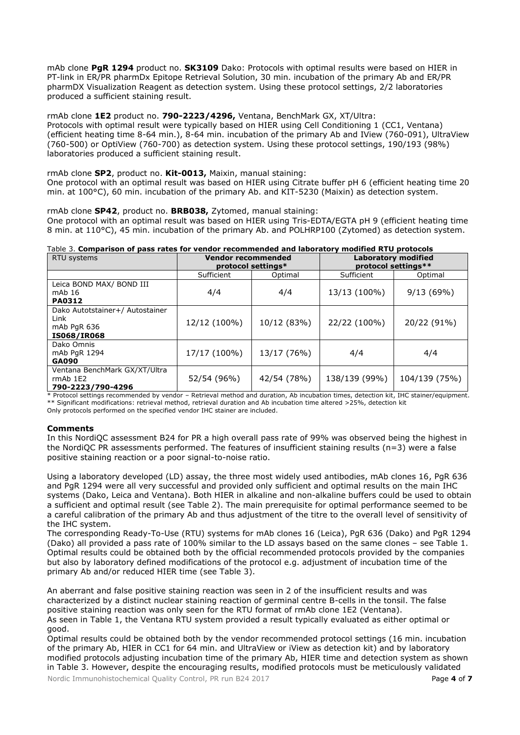mAb clone **PgR 1294** product no. **SK3109** Dako: Protocols with optimal results were based on HIER in PT-link in ER/PR pharmDx Epitope Retrieval Solution, 30 min. incubation of the primary Ab and ER/PR pharmDX Visualization Reagent as detection system. Using these protocol settings, 2/2 laboratories produced a sufficient staining result.

rmAb clone **1E2** product no. **790-2223/4296,** Ventana, BenchMark GX, XT/Ultra:
Protocols with optimal result were typically based on HIER using Cell Conditioning 1 (CC1, Ventana) (efficient heating time 8-64 min.), 8-64 min. incubation of the primary Ab and IView (760-091), UltraView (760-500) or OptiView (760-700) as detection system. Using these protocol settings, 190/193 (98%) laboratories produced a sufficient staining result.

rmAb clone **SP2**, product no. **Kit-0013,** Maixin, manual staining:
One protocol with an optimal result was based on HIER using Citrate buffer pH 6 (efficient heating time 20 min. at 100°C), 60 min. incubation of the primary Ab. and KIT-5230 (Maixin) as detection system.

rmAb clone **SP42**, product no. **BRB038,** Zytomed, manual staining:
One protocol with an optimal result was based on HIER using Tris-EDTA/EGTA pH 9 (efficient heating time 8 min. at 110°C), 45 min. incubation of the primary Ab. and POLHRP100 (Zytomed) as detection system.

Table 3. **Comparison of pass rates for vendor recommended and laboratory modified RTU protocols**

| RTU systems | **Vendor recommended protocol settings*** | | **Laboratory modified protocol settings**** | |
|---|---|---|---|---|
| | Sufficient | Optimal | Sufficient | Optimal |
| Leica BOND MAX/ BOND III mAb 16 **PA0312** | 4/4 | 4/4 | 13/13 (100%) | 9/13 (69%) |
| Dako Autostainer+/ Autostainer Link mAb PgR 636 **IS068/IR068** | 12/12 (100%) | 10/12 (83%) | 22/22 (100%) | 20/22 (91%) |
| Dako Omnis mAb PgR 1294 **GA090** | 17/17 (100%) | 13/17 (76%) | 4/4 | 4/4 |
| Ventana BenchMark GX/XT/Ultra rmAb 1E2 **790-2223/790-4296** | 52/54 (96%) | 42/54 (78%) | 138/139 (99%) | 104/139 (75%) |

\* Protocol settings recommended by vendor – Retrieval method and duration, Ab incubation times, detection kit, IHC stainer/equipment.
** Significant modifications: retrieval method, retrieval duration and Ab incubation time altered >25%, detection kit
Only protocols performed on the specified vendor IHC stainer are included.

## Comments

In this NordiQC assessment B24 for PR a high overall pass rate of 99% was observed being the highest in the NordiQC PR assessments performed. The features of insufficient staining results (n=3) were a false positive staining reaction or a poor signal-to-noise ratio.

Using a laboratory developed (LD) assay, the three most widely used antibodies, mAb clones 16, PgR 636 and PgR 1294 were all very successful and provided only sufficient and optimal results on the main IHC systems (Dako, Leica and Ventana). Both HIER in alkaline and non-alkaline buffers could be used to obtain a sufficient and optimal result (see Table 2). The main prerequisite for optimal performance seemed to be a careful calibration of the primary Ab and thus adjustment of the titre to the overall level of sensitivity of the IHC system.
The corresponding Ready-To-Use (RTU) systems for mAb clones 16 (Leica), PgR 636 (Dako) and PgR 1294 (Dako) all provided a pass rate of 100% similar to the LD assays based on the same clones – see Table 1. Optimal results could be obtained both by the official recommended protocols provided by the companies but also by laboratory defined modifications of the protocol e.g. adjustment of incubation time of the primary Ab and/or reduced HIER time (see Table 3).

An aberrant and false positive staining reaction was seen in 2 of the insufficient results and was characterized by a distinct nuclear staining reaction of germinal centre B-cells in the tonsil. The false positive staining reaction was only seen for the RTU format of rmAb clone 1E2 (Ventana).
As seen in Table 1, the Ventana RTU system provided a result typically evaluated as either optimal or good.
Optimal results could be obtained both by the vendor recommended protocol settings (16 min. incubation of the primary Ab, HIER in CC1 for 64 min. and UltraView or iView as detection kit) and by laboratory modified protocols adjusting incubation time of the primary Ab, HIER time and detection system as shown in Table 3. However, despite the encouraging results, modified protocols must be meticulously validated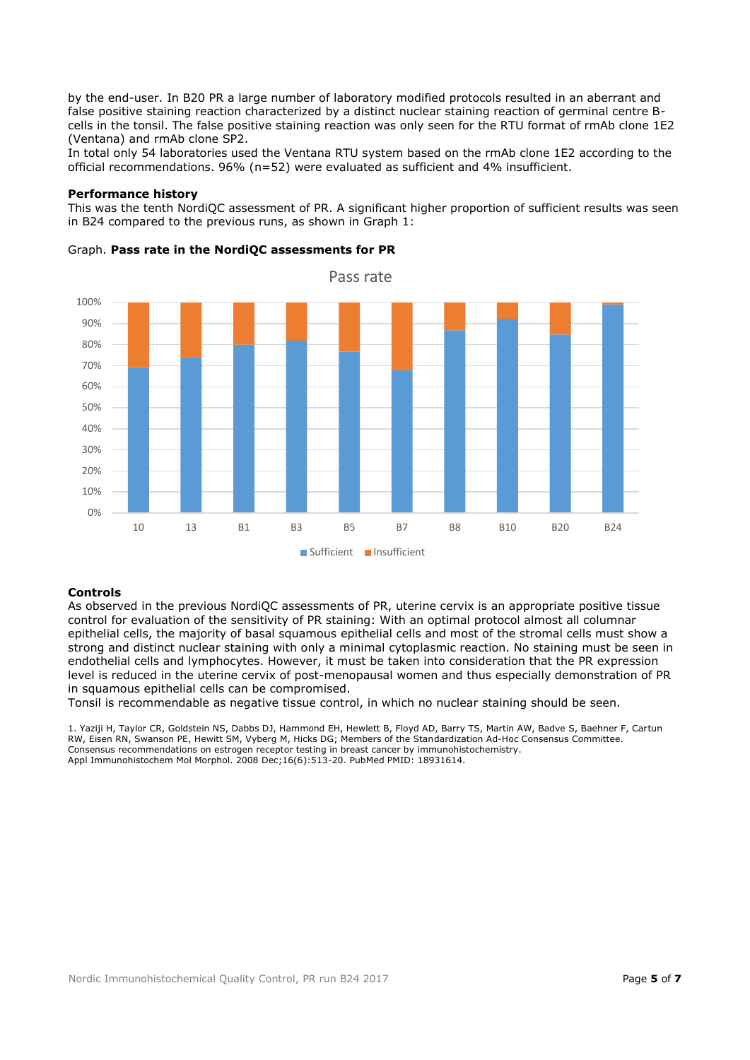by the end-user. In B20 PR a large number of laboratory modified protocols resulted in an aberrant and false positive staining reaction characterized by a distinct nuclear staining reaction of germinal centre B-cells in the tonsil. The false positive staining reaction was only seen for the RTU format of rmAb clone 1E2 (Ventana) and rmAb clone SP2.
In total only 54 laboratories used the Ventana RTU system based on the rmAb clone 1E2 according to the official recommendations. 96% (n=52) were evaluated as sufficient and 4% insufficient.

**Performance history**
This was the tenth NordiQC assessment of PR. A significant higher proportion of sufficient results was seen in B24 compared to the previous runs, as shown in Graph 1:

Graph. **Pass rate in the NordiQC assessments for PR**

Pass rate

Runs: 10, 13, B1, B3, B5, B7, B8, B10, B20, B24

Sufficient / Insufficient

**Controls**
As observed in the previous NordiQC assessments of PR, uterine cervix is an appropriate positive tissue control for evaluation of the sensitivity of PR staining: With an optimal protocol almost all columnar epithelial cells, the majority of basal squamous epithelial cells and most of the stromal cells must show a strong and distinct nuclear staining with only a minimal cytoplasmic reaction. No staining must be seen in endothelial cells and lymphocytes. However, it must be taken into consideration that the PR expression level is reduced in the uterine cervix of post-menopausal women and thus especially demonstration of PR in squamous epithelial cells can be compromised.
Tonsil is recommendable as negative tissue control, in which no nuclear staining should be seen.

1. Yaziji H, Taylor CR, Goldstein NS, Dabbs DJ, Hammond EH, Hewlett B, Floyd AD, Barry TS, Martin AW, Badve S, Baehner F, Cartun RW, Eisen RN, Swanson PE, Hewitt SM, Vyberg M, Hicks DG; Members of the Standardization Ad-Hoc Consensus Committee. Consensus recommendations on estrogen receptor testing in breast cancer by immunohistochemistry. Appl Immunohistochem Mol Morphol. 2008 Dec;16(6):513-20. PubMed PMID: 18931614.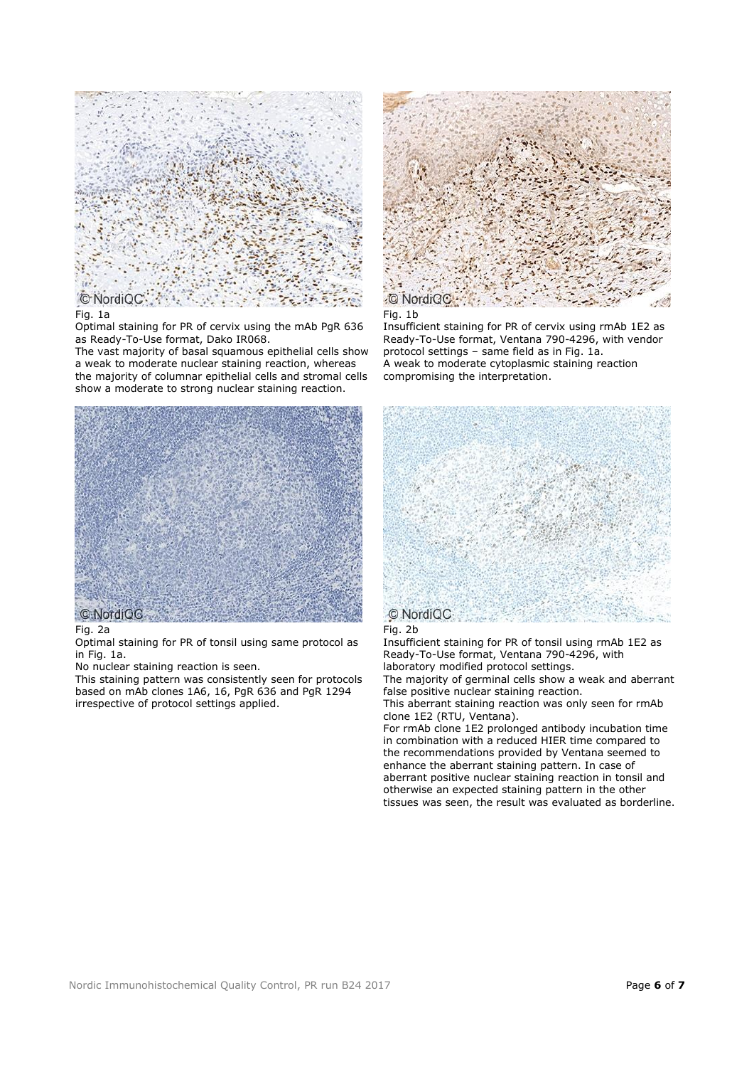Fig. 1a
Optimal staining for PR of cervix using the mAb PgR 636 as Ready-To-Use format, Dako IR068.
The vast majority of basal squamous epithelial cells show a weak to moderate nuclear staining reaction, whereas the majority of columnar epithelial cells and stromal cells show a moderate to strong nuclear staining reaction.

Fig. 1b
Insufficient staining for PR of cervix using rmAb 1E2 as Ready-To-Use format, Ventana 790-4296, with vendor protocol settings – same field as in Fig. 1a.
A weak to moderate cytoplasmic staining reaction compromising the interpretation.

Fig. 2a
Optimal staining for PR of tonsil using same protocol as in Fig. 1a.
No nuclear staining reaction is seen.
This staining pattern was consistently seen for protocols based on mAb clones 1A6, 16, PgR 636 and PgR 1294 irrespective of protocol settings applied.

Fig. 2b
Insufficient staining for PR of tonsil using rmAb 1E2 as Ready-To-Use format, Ventana 790-4296, with laboratory modified protocol settings.
The majority of germinal cells show a weak and aberrant false positive nuclear staining reaction.
This aberrant staining reaction was only seen for rmAb clone 1E2 (RTU, Ventana).
For rmAb clone 1E2 prolonged antibody incubation time in combination with a reduced HIER time compared to the recommendations provided by Ventana seemed to enhance the aberrant staining pattern. In case of aberrant positive nuclear staining reaction in tonsil and otherwise an expected staining pattern in the other tissues was seen, the result was evaluated as borderline.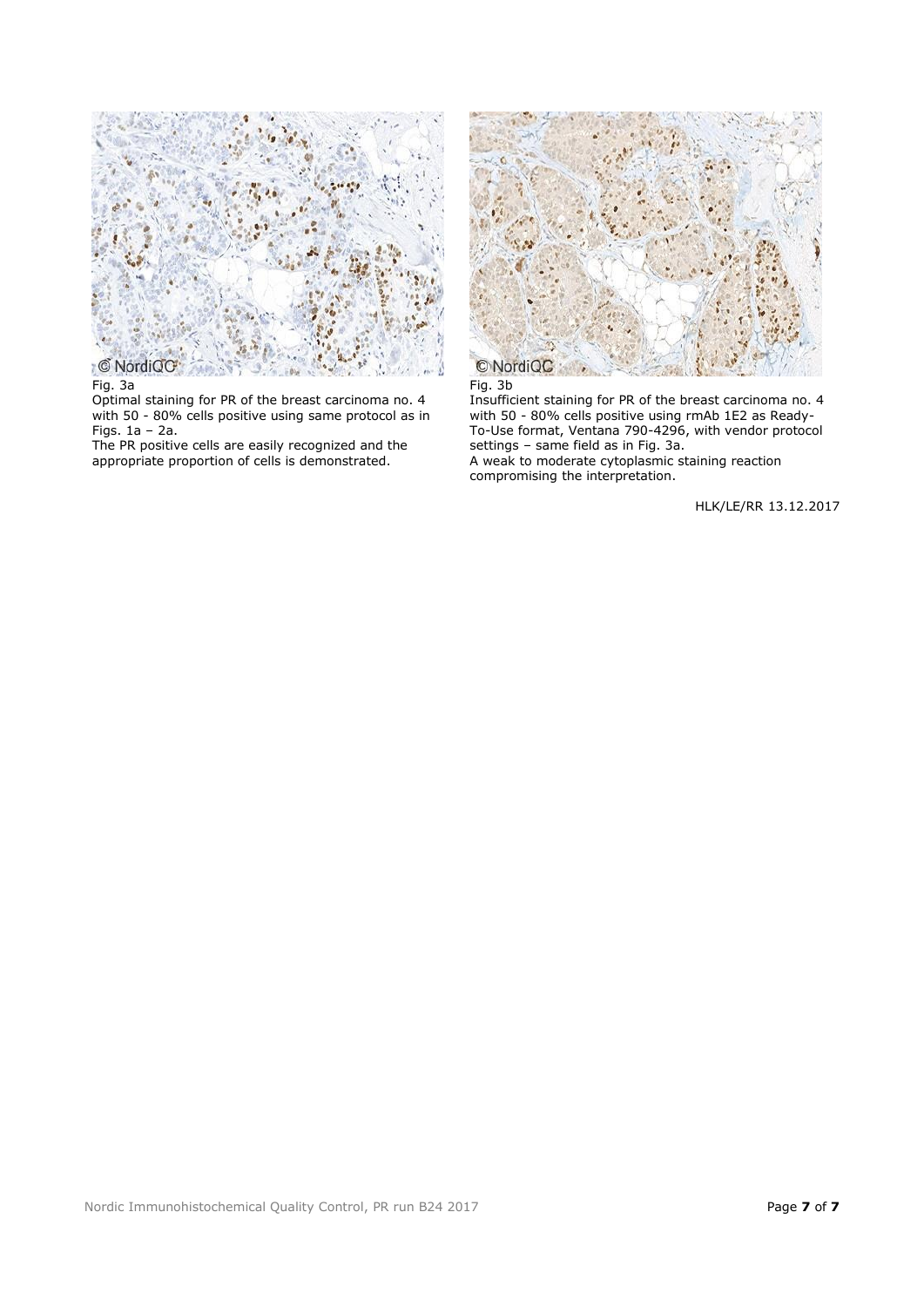Fig. 3a
Optimal staining for PR of the breast carcinoma no. 4 with 50 - 80% cells positive using same protocol as in Figs. 1a – 2a.
The PR positive cells are easily recognized and the appropriate proportion of cells is demonstrated.

Fig. 3b
Insufficient staining for PR of the breast carcinoma no. 4 with 50 - 80% cells positive using rmAb 1E2 as Ready-To-Use format, Ventana 790-4296, with vendor protocol settings – same field as in Fig. 3a.
A weak to moderate cytoplasmic staining reaction compromising the interpretation.

HLK/LE/RR 13.12.2017